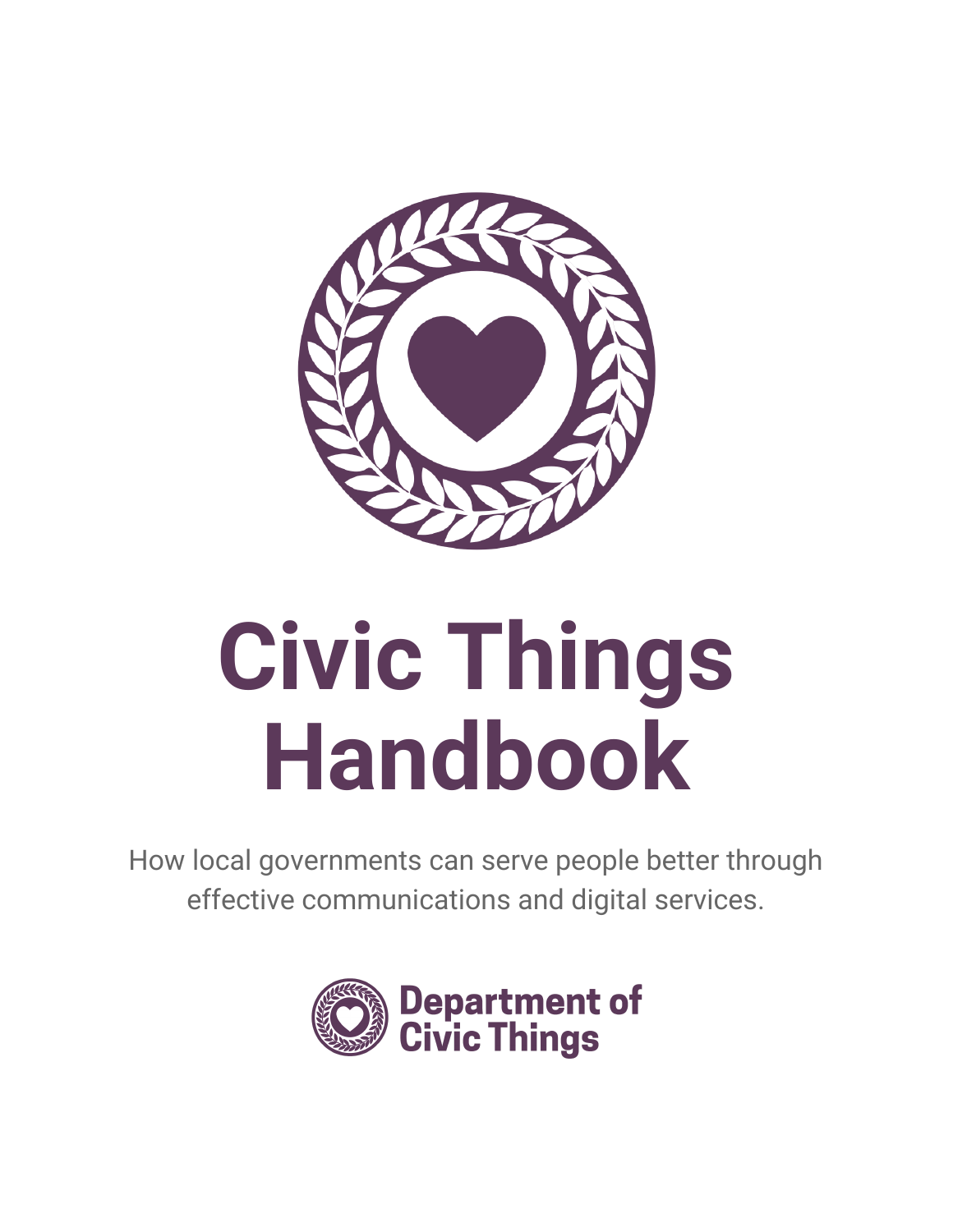# Civic Things Handbook

How local governments can serve people better through effective communications and digital services.

Department of Civic Things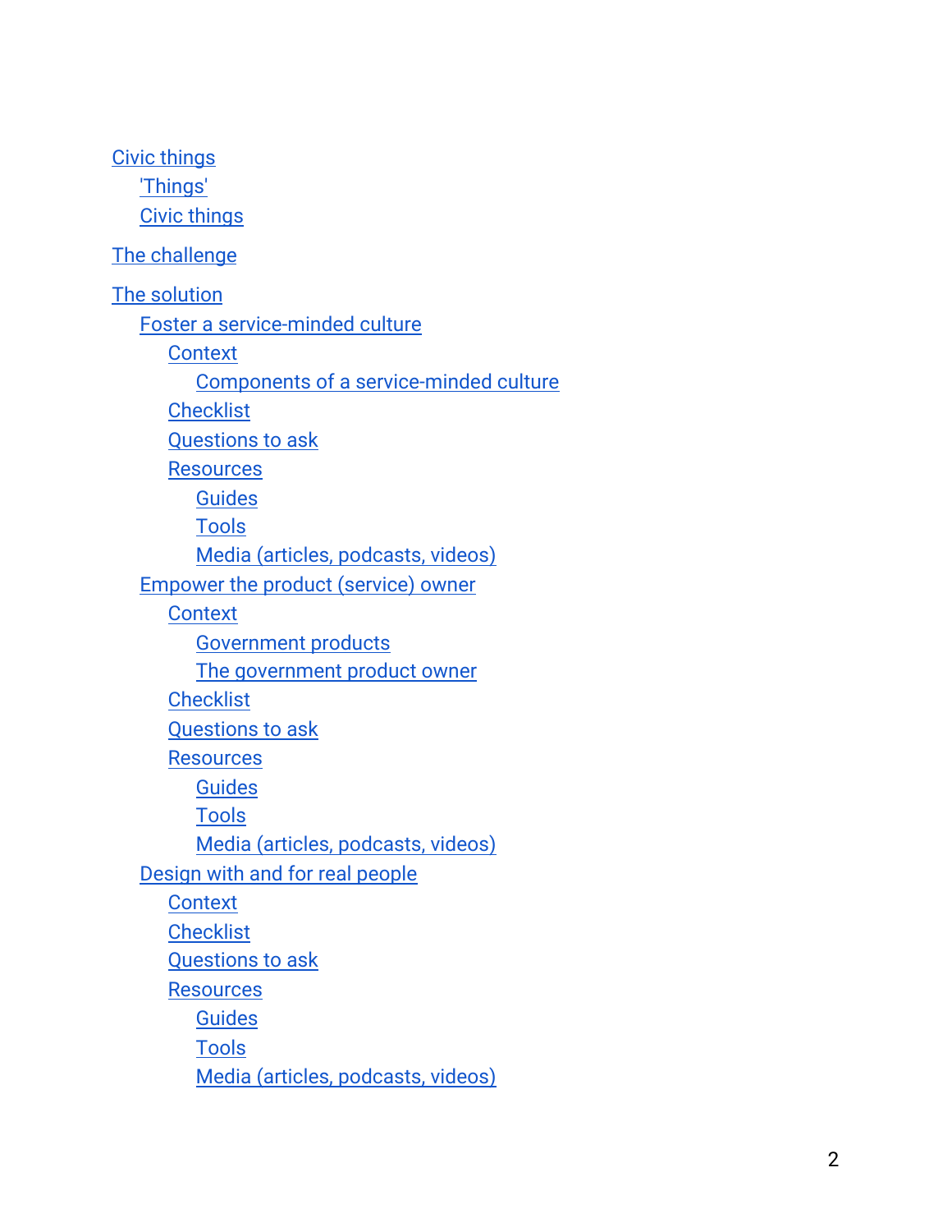- Civic things
  - 'Things'
  - Civic things
- The challenge
- The solution
  - Foster a service-minded culture
    - Context
      - Components of a service-minded culture
    - Checklist
    - Questions to ask
    - Resources
      - Guides
      - Tools
      - Media (articles, podcasts, videos)
  - Empower the product (service) owner
    - Context
      - Government products
      - The government product owner
    - Checklist
    - Questions to ask
    - Resources
      - Guides
      - Tools
      - Media (articles, podcasts, videos)
  - Design with and for real people
    - Context
    - Checklist
    - Questions to ask
    - Resources
      - Guides
      - Tools
      - Media (articles, podcasts, videos)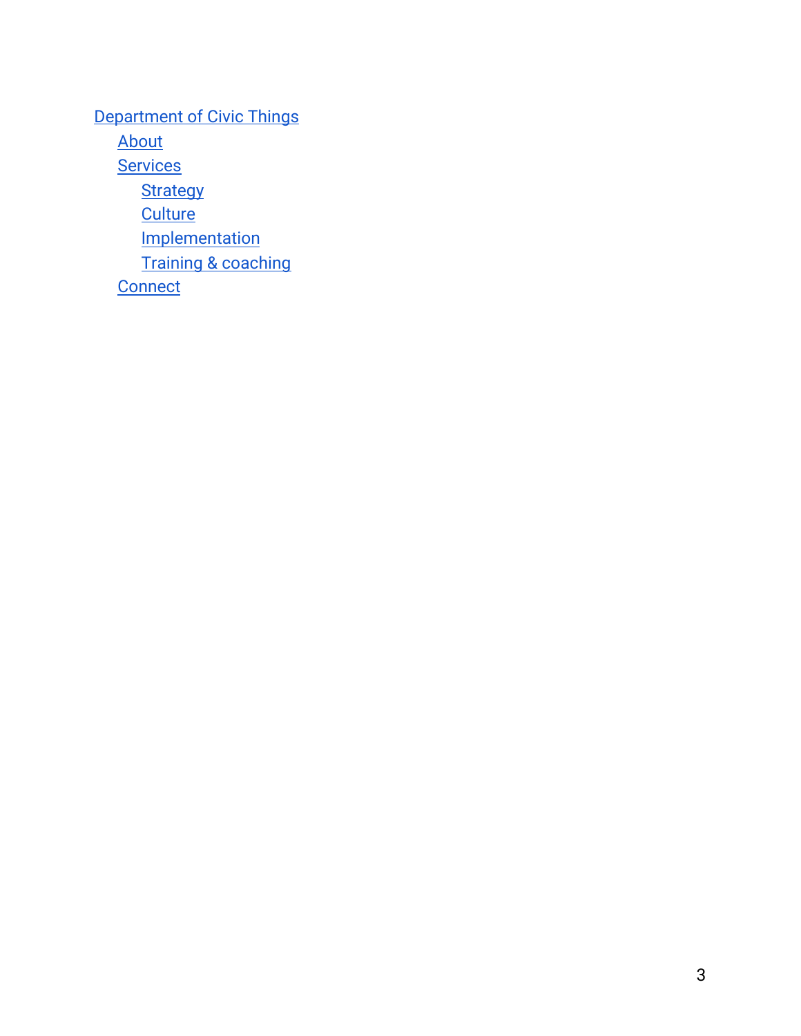- Department of Civic Things
  - About
  - Services
    - Strategy
    - Culture
    - Implementation
    - Training & coaching
  - Connect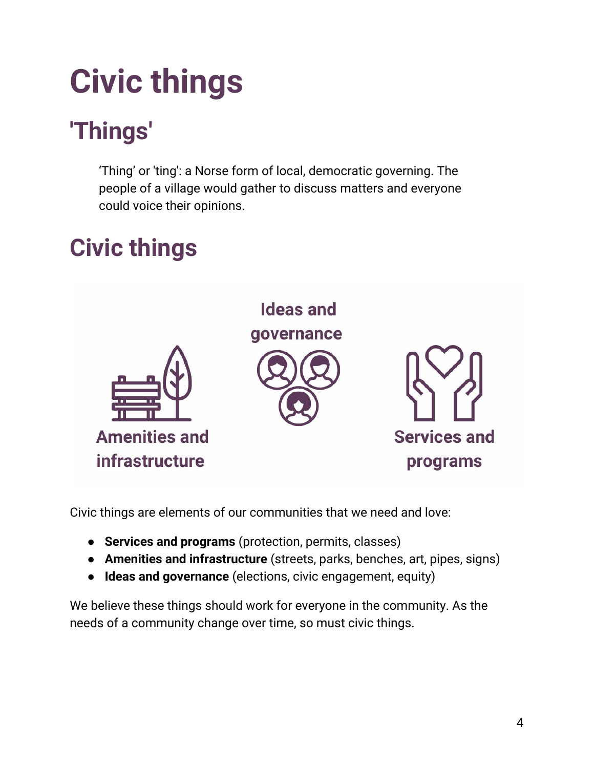# Civic things

## 'Things'

> 'Thing' or 'ting': a Norse form of local, democratic governing. The people of a village would gather to discuss matters and everyone could voice their opinions.

## Civic things

Ideas and governance

Amenities and infrastructure

Services and programs

Civic things are elements of our communities that we need and love:

- **Services and programs** (protection, permits, classes)
- **Amenities and infrastructure** (streets, parks, benches, art, pipes, signs)
- **Ideas and governance** (elections, civic engagement, equity)

We believe these things should work for everyone in the community. As the needs of a community change over time, so must civic things.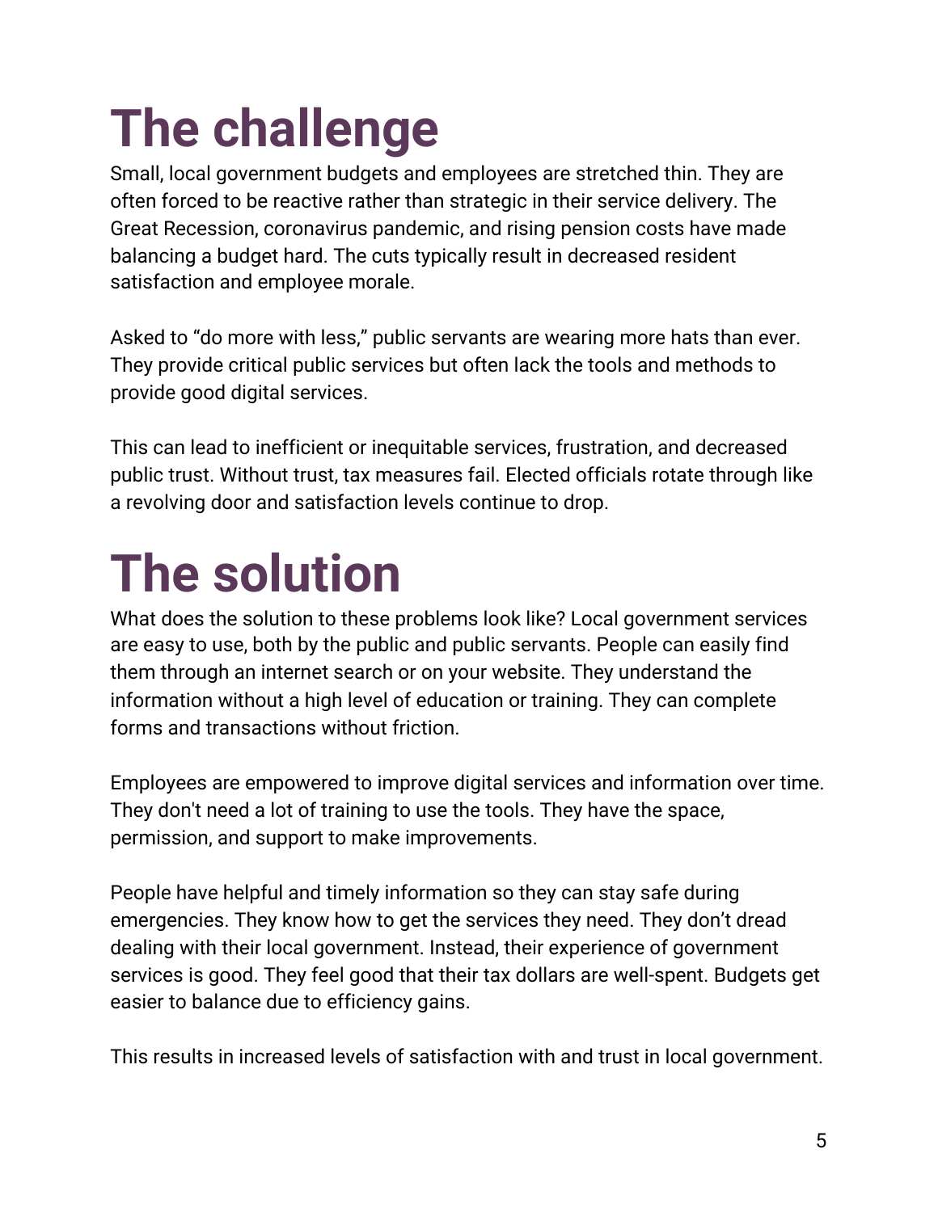# The challenge

Small, local government budgets and employees are stretched thin. They are often forced to be reactive rather than strategic in their service delivery. The Great Recession, coronavirus pandemic, and rising pension costs have made balancing a budget hard. The cuts typically result in decreased resident satisfaction and employee morale.

Asked to “do more with less,” public servants are wearing more hats than ever. They provide critical public services but often lack the tools and methods to provide good digital services.

This can lead to inefficient or inequitable services, frustration, and decreased public trust. Without trust, tax measures fail. Elected officials rotate through like a revolving door and satisfaction levels continue to drop.

# The solution

What does the solution to these problems look like? Local government services are easy to use, both by the public and public servants. People can easily find them through an internet search or on your website. They understand the information without a high level of education or training. They can complete forms and transactions without friction.

Employees are empowered to improve digital services and information over time. They don't need a lot of training to use the tools. They have the space, permission, and support to make improvements.

People have helpful and timely information so they can stay safe during emergencies. They know how to get the services they need. They don’t dread dealing with their local government. Instead, their experience of government services is good. They feel good that their tax dollars are well-spent. Budgets get easier to balance due to efficiency gains.

This results in increased levels of satisfaction with and trust in local government.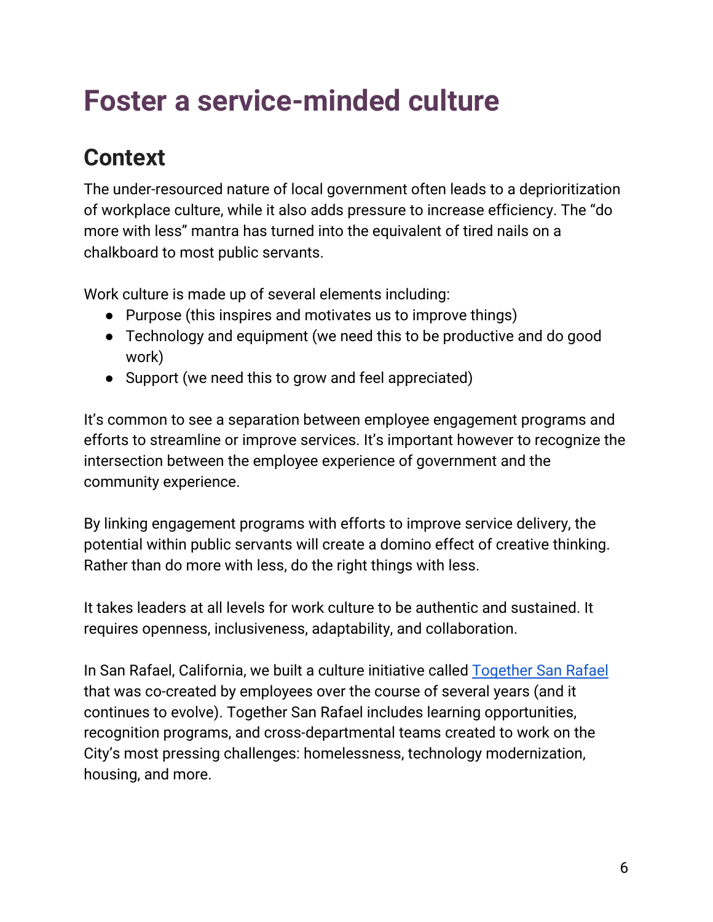# Foster a service-minded culture

## Context

The under-resourced nature of local government often leads to a deprioritization of workplace culture, while it also adds pressure to increase efficiency. The "do more with less" mantra has turned into the equivalent of tired nails on a chalkboard to most public servants.

Work culture is made up of several elements including:

- Purpose (this inspires and motivates us to improve things)
- Technology and equipment (we need this to be productive and do good work)
- Support (we need this to grow and feel appreciated)

It's common to see a separation between employee engagement programs and efforts to streamline or improve services. It's important however to recognize the intersection between the employee experience of government and the community experience.

By linking engagement programs with efforts to improve service delivery, the potential within public servants will create a domino effect of creative thinking. Rather than do more with less, do the right things with less.

It takes leaders at all levels for work culture to be authentic and sustained. It requires openness, inclusiveness, adaptability, and collaboration.

In San Rafael, California, we built a culture initiative called Together San Rafael that was co-created by employees over the course of several years (and it continues to evolve). Together San Rafael includes learning opportunities, recognition programs, and cross-departmental teams created to work on the City's most pressing challenges: homelessness, technology modernization, housing, and more.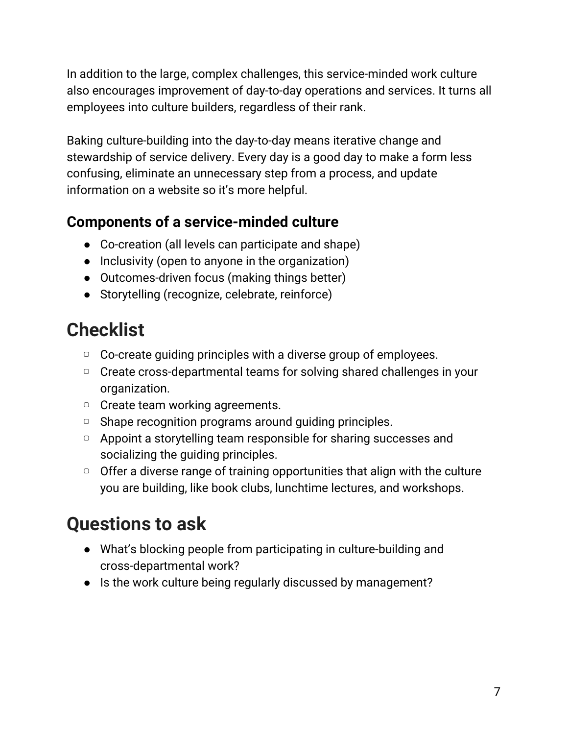In addition to the large, complex challenges, this service-minded work culture also encourages improvement of day-to-day operations and services. It turns all employees into culture builders, regardless of their rank.

Baking culture-building into the day-to-day means iterative change and stewardship of service delivery. Every day is a good day to make a form less confusing, eliminate an unnecessary step from a process, and update information on a website so it's more helpful.

### Components of a service-minded culture

- Co-creation (all levels can participate and shape)
- Inclusivity (open to anyone in the organization)
- Outcomes-driven focus (making things better)
- Storytelling (recognize, celebrate, reinforce)

## Checklist

- [ ] Co-create guiding principles with a diverse group of employees.
- [ ] Create cross-departmental teams for solving shared challenges in your organization.
- [ ] Create team working agreements.
- [ ] Shape recognition programs around guiding principles.
- [ ] Appoint a storytelling team responsible for sharing successes and socializing the guiding principles.
- [ ] Offer a diverse range of training opportunities that align with the culture you are building, like book clubs, lunchtime lectures, and workshops.

## Questions to ask

- What's blocking people from participating in culture-building and cross-departmental work?
- Is the work culture being regularly discussed by management?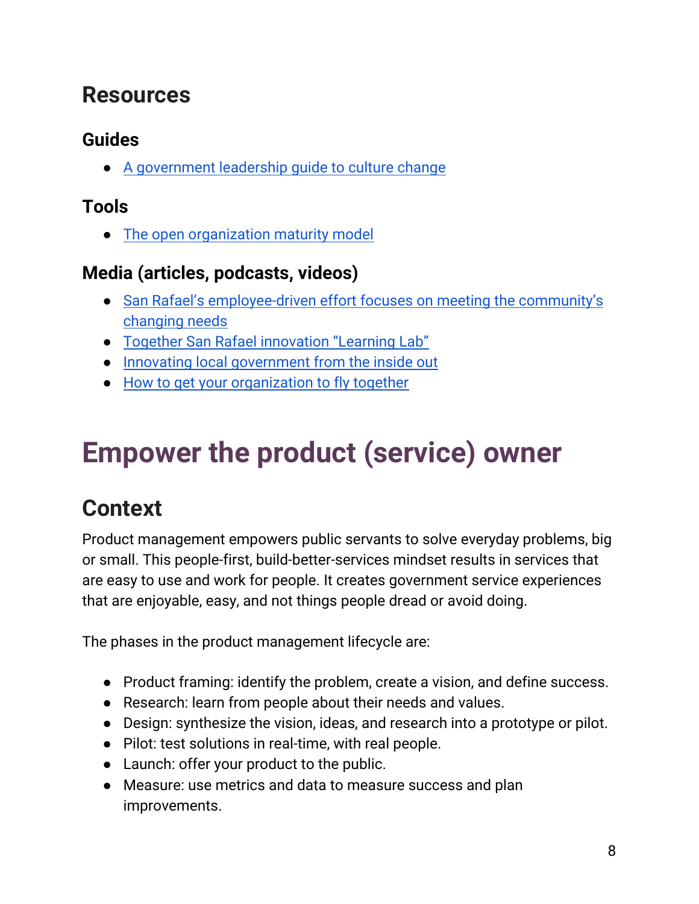## Resources

### Guides

- A government leadership guide to culture change

### Tools

- The open organization maturity model

### Media (articles, podcasts, videos)

- San Rafael's employee-driven effort focuses on meeting the community's changing needs
- Together San Rafael innovation "Learning Lab"
- Innovating local government from the inside out
- How to get your organization to fly together

# Empower the product (service) owner

## Context

Product management empowers public servants to solve everyday problems, big or small. This people-first, build-better-services mindset results in services that are easy to use and work for people. It creates government service experiences that are enjoyable, easy, and not things people dread or avoid doing.

The phases in the product management lifecycle are:

- Product framing: identify the problem, create a vision, and define success.
- Research: learn from people about their needs and values.
- Design: synthesize the vision, ideas, and research into a prototype or pilot.
- Pilot: test solutions in real-time, with real people.
- Launch: offer your product to the public.
- Measure: use metrics and data to measure success and plan improvements.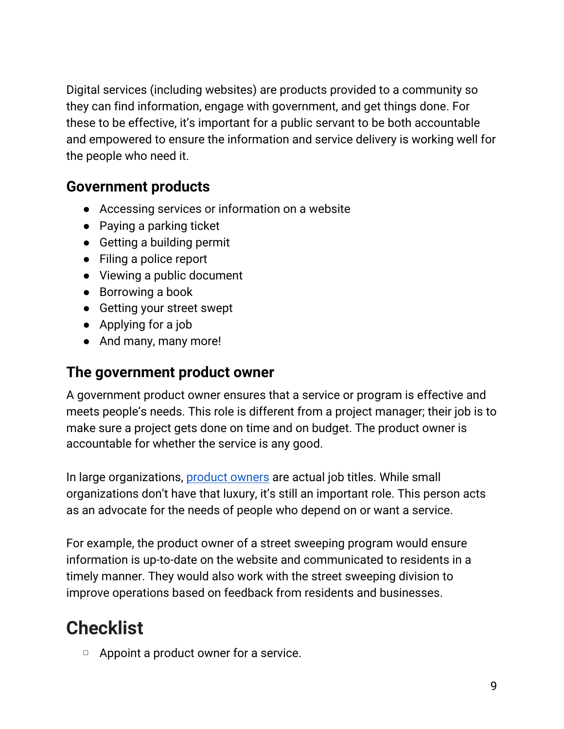Digital services (including websites) are products provided to a community so they can find information, engage with government, and get things done. For these to be effective, it's important for a public servant to be both accountable and empowered to ensure the information and service delivery is working well for the people who need it.

### Government products

- Accessing services or information on a website
- Paying a parking ticket
- Getting a building permit
- Filing a police report
- Viewing a public document
- Borrowing a book
- Getting your street swept
- Applying for a job
- And many, many more!

### The government product owner

A government product owner ensures that a service or program is effective and meets people's needs. This role is different from a project manager; their job is to make sure a project gets done on time and on budget. The product owner is accountable for whether the service is any good.

In large organizations, product owners are actual job titles. While small organizations don't have that luxury, it's still an important role. This person acts as an advocate for the needs of people who depend on or want a service.

For example, the product owner of a street sweeping program would ensure information is up-to-date on the website and communicated to residents in a timely manner. They would also work with the street sweeping division to improve operations based on feedback from residents and businesses.

## Checklist

- [ ] Appoint a product owner for a service.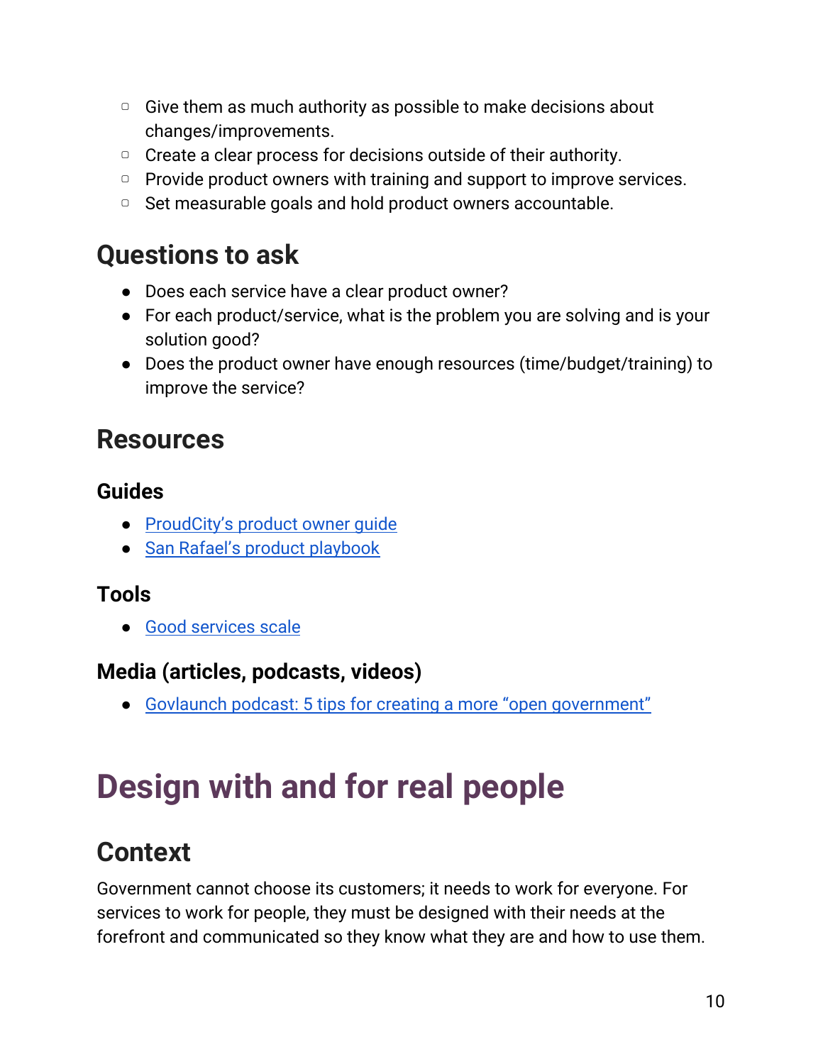- Give them as much authority as possible to make decisions about changes/improvements.
    - Create a clear process for decisions outside of their authority.
    - Provide product owners with training and support to improve services.
    - Set measurable goals and hold product owners accountable.

## Questions to ask

- Does each service have a clear product owner?
- For each product/service, what is the problem you are solving and is your solution good?
- Does the product owner have enough resources (time/budget/training) to improve the service?

## Resources

### Guides

- ProudCity's product owner guide
- San Rafael's product playbook

### Tools

- Good services scale

### Media (articles, podcasts, videos)

- Govlaunch podcast: 5 tips for creating a more "open government"

# Design with and for real people

## Context

Government cannot choose its customers; it needs to work for everyone. For services to work for people, they must be designed with their needs at the forefront and communicated so they know what they are and how to use them.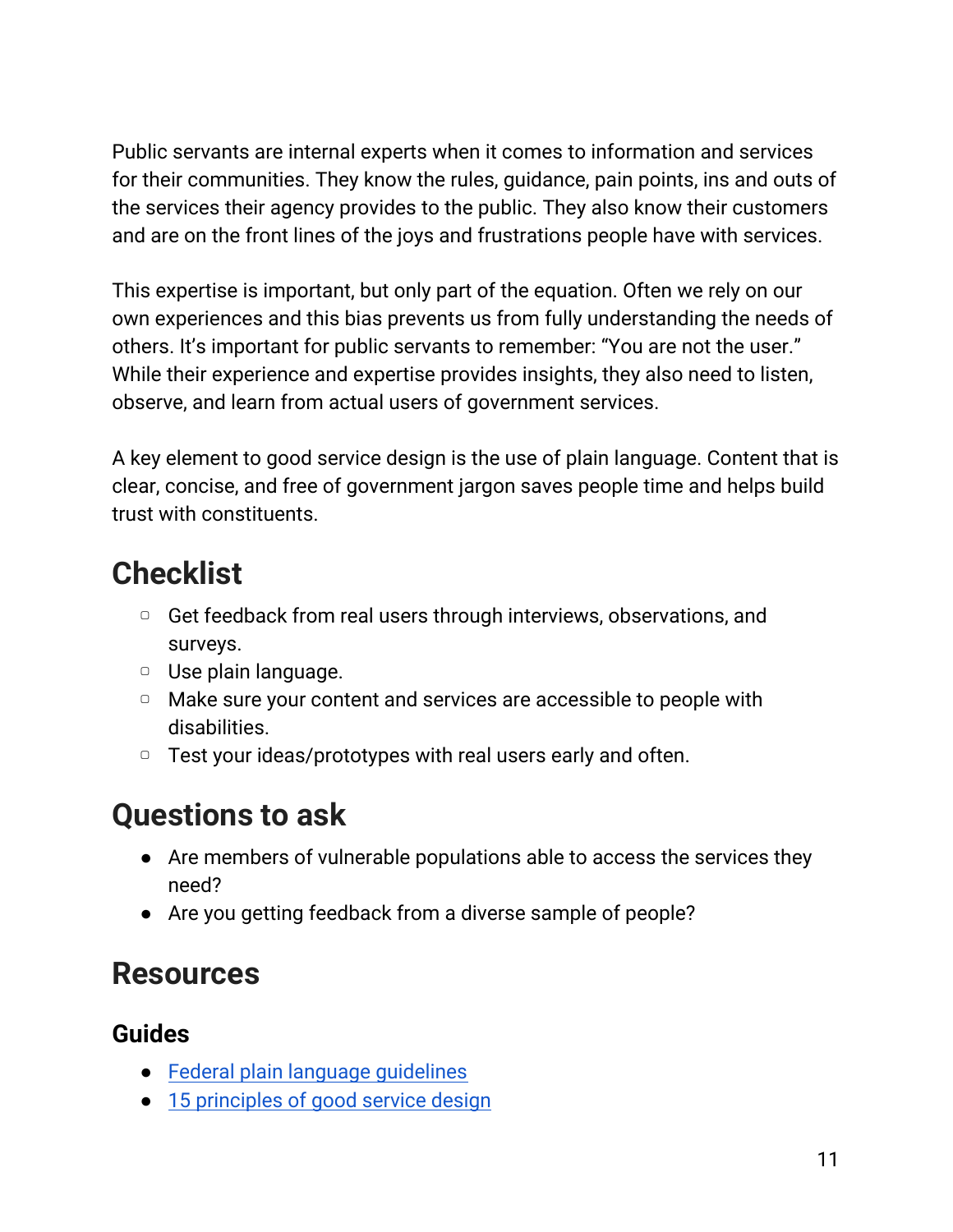Public servants are internal experts when it comes to information and services for their communities. They know the rules, guidance, pain points, ins and outs of the services their agency provides to the public. They also know their customers and are on the front lines of the joys and frustrations people have with services.

This expertise is important, but only part of the equation. Often we rely on our own experiences and this bias prevents us from fully understanding the needs of others. It's important for public servants to remember: "You are not the user." While their experience and expertise provides insights, they also need to listen, observe, and learn from actual users of government services.

A key element to good service design is the use of plain language. Content that is clear, concise, and free of government jargon saves people time and helps build trust with constituents.

## Checklist

- [ ] Get feedback from real users through interviews, observations, and surveys.
- [ ] Use plain language.
- [ ] Make sure your content and services are accessible to people with disabilities.
- [ ] Test your ideas/prototypes with real users early and often.

## Questions to ask

- Are members of vulnerable populations able to access the services they need?
- Are you getting feedback from a diverse sample of people?

## Resources

### Guides

- Federal plain language guidelines
- 15 principles of good service design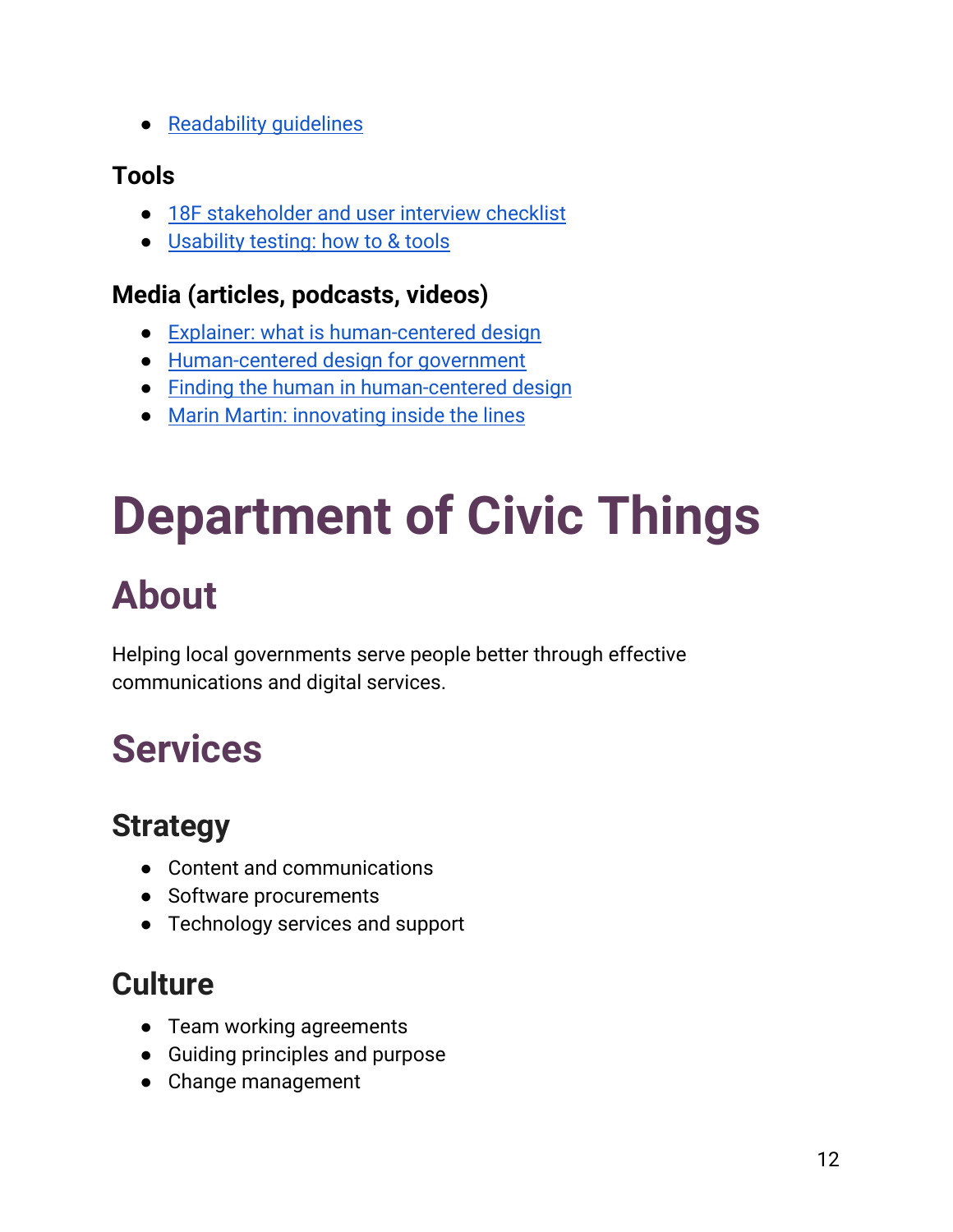- Readability guidelines

### Tools

- 18F stakeholder and user interview checklist
- Usability testing: how to & tools

### Media (articles, podcasts, videos)

- Explainer: what is human-centered design
- Human-centered design for government
- Finding the human in human-centered design
- Marin Martin: innovating inside the lines

# Department of Civic Things

## About

Helping local governments serve people better through effective communications and digital services.

## Services

### Strategy

- Content and communications
- Software procurements
- Technology services and support

### Culture

- Team working agreements
- Guiding principles and purpose
- Change management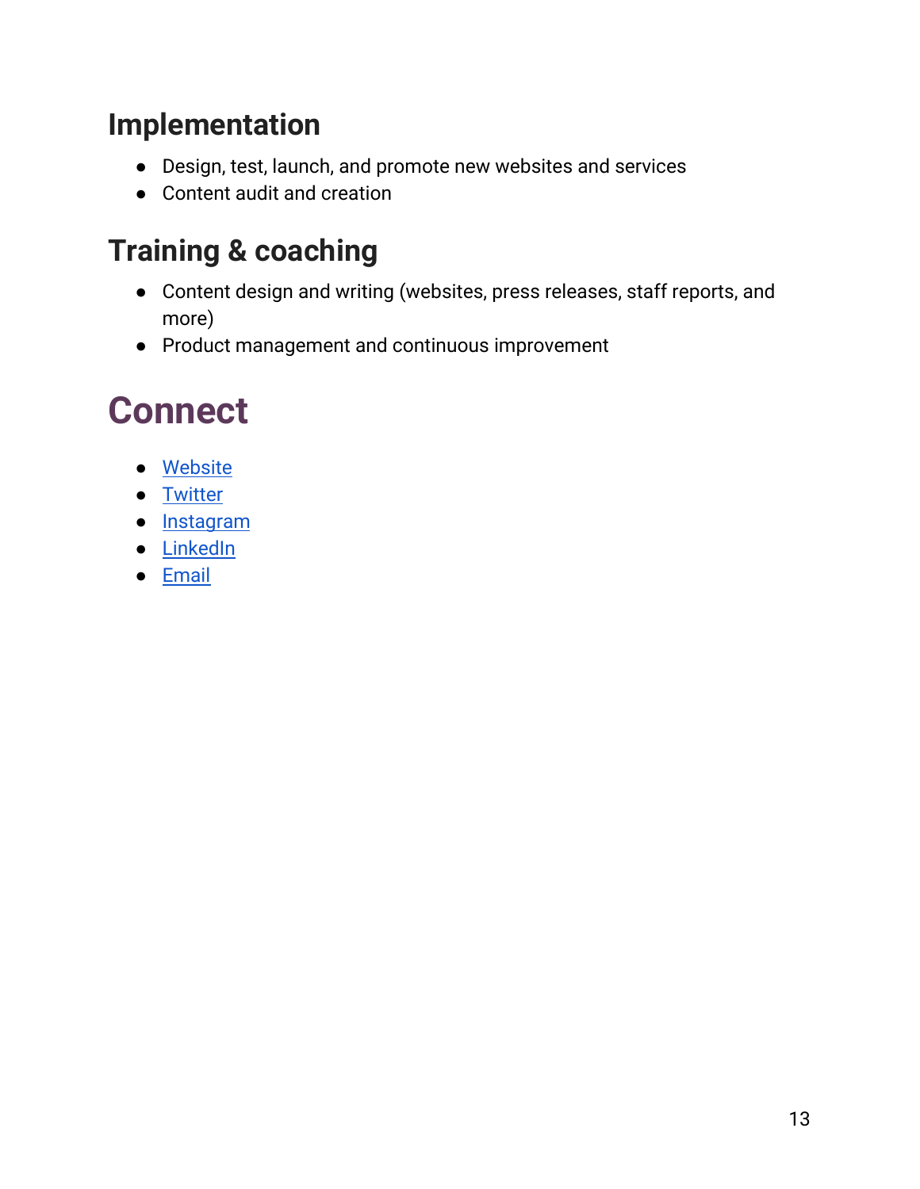## Implementation

- Design, test, launch, and promote new websites and services
- Content audit and creation

## Training & coaching

- Content design and writing (websites, press releases, staff reports, and more)
- Product management and continuous improvement

# Connect

- Website
- Twitter
- Instagram
- LinkedIn
- Email